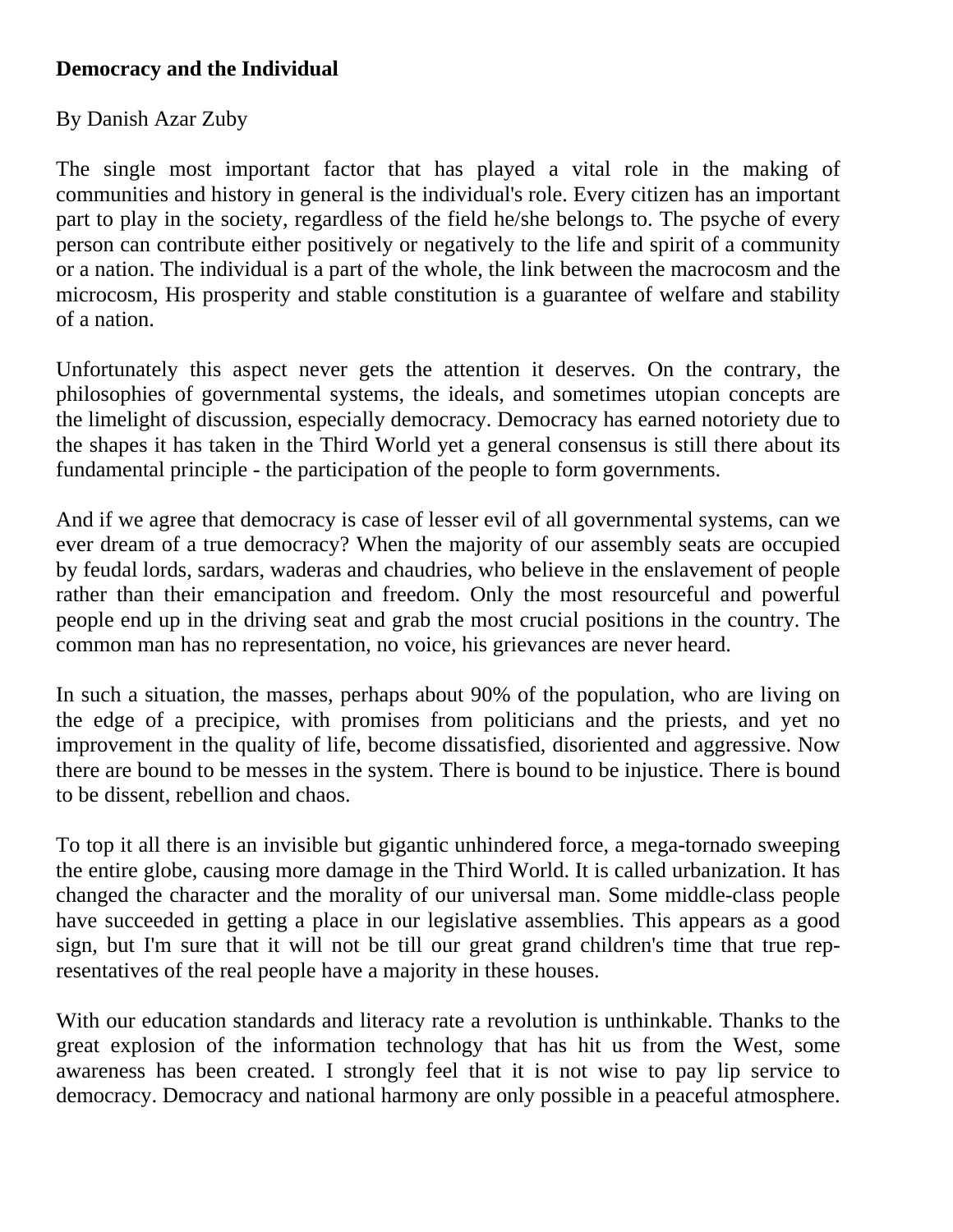**Democracy and the Individual**

By Danish Azar Zuby

The single most important factor that has played a vital role in the making of communities and history in general is the individual's role. Every citizen has an important part to play in the society, regardless of the field he/she belongs to. The psyche of every person can contribute either positively or negatively to the life and spirit of a community or a nation. The individual is a part of the whole, the link between the macrocosm and the microcosm, His prosperity and stable constitution is a guarantee of welfare and stability of a nation.

Unfortunately this aspect never gets the attention it deserves. On the contrary, the philosophies of governmental systems, the ideals, and sometimes utopian concepts are the limelight of discussion, especially democracy. Democracy has earned notoriety due to the shapes it has taken in the Third World yet a general consensus is still there about its fundamental principle - the participation of the people to form governments.

And if we agree that democracy is case of lesser evil of all governmental systems, can we ever dream of a true democracy? When the majority of our assembly seats are occupied by feudal lords, sardars, waderas and chaudries, who believe in the enslavement of people rather than their emancipation and freedom. Only the most resourceful and powerful people end up in the driving seat and grab the most crucial positions in the country. The common man has no representation, no voice, his grievances are never heard.

In such a situation, the masses, perhaps about 90% of the population, who are living on the edge of a precipice, with promises from politicians and the priests, and yet no improvement in the quality of life, become dissatisfied, disoriented and aggressive. Now there are bound to be messes in the system. There is bound to be injustice. There is bound to be dissent, rebellion and chaos.

To top it all there is an invisible but gigantic unhindered force, a mega-tornado sweeping the entire globe, causing more damage in the Third World. It is called urbanization. It has changed the character and the morality of our universal man. Some middle-class people have succeeded in getting a place in our legislative assemblies. This appears as a good sign, but I'm sure that it will not be till our great grand children's time that true representatives of the real people have a majority in these houses.

With our education standards and literacy rate a revolution is unthinkable. Thanks to the great explosion of the information technology that has hit us from the West, some awareness has been created. I strongly feel that it is not wise to pay lip service to democracy. Democracy and national harmony are only possible in a peaceful atmosphere.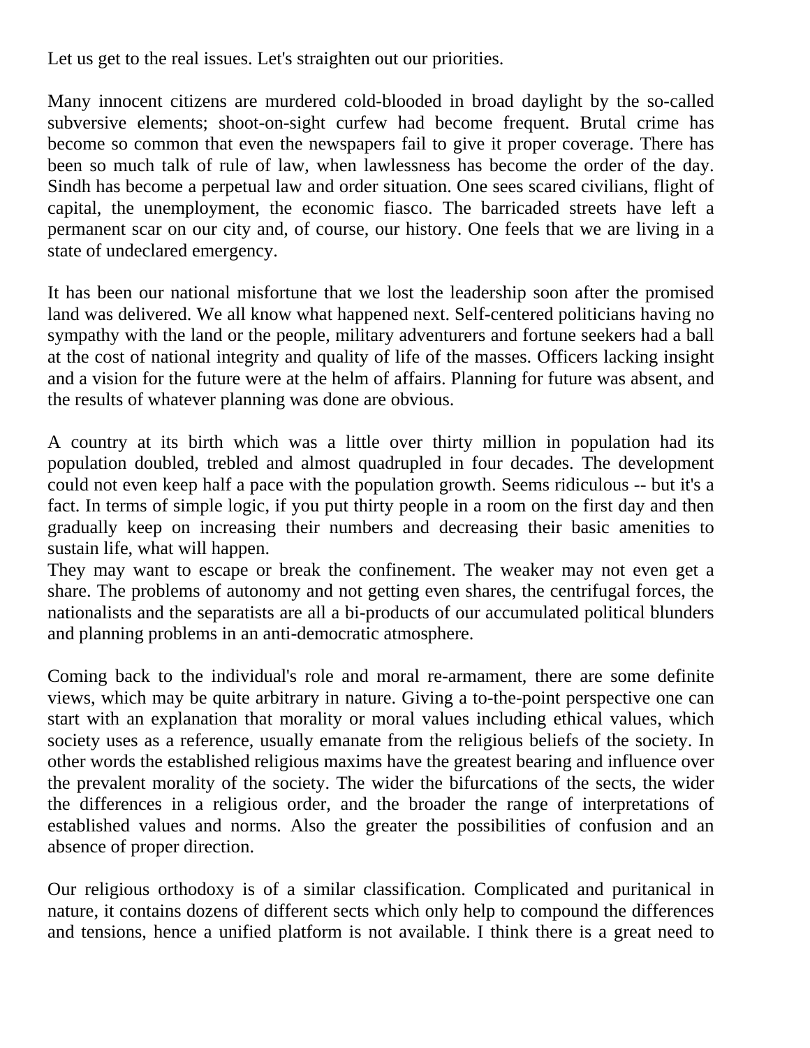Let us get to the real issues. Let's straighten out our priorities.

Many innocent citizens are murdered cold-blooded in broad daylight by the so-called subversive elements; shoot-on-sight curfew had become frequent. Brutal crime has become so common that even the newspapers fail to give it proper coverage. There has been so much talk of rule of law, when lawlessness has become the order of the day. Sindh has become a perpetual law and order situation. One sees scared civilians, flight of capital, the unemployment, the economic fiasco. The barricaded streets have left a permanent scar on our city and, of course, our history. One feels that we are living in a state of undeclared emergency.

It has been our national misfortune that we lost the leadership soon after the promised land was delivered. We all know what happened next. Self-centered politicians having no sympathy with the land or the people, military adventurers and fortune seekers had a ball at the cost of national integrity and quality of life of the masses. Officers lacking insight and a vision for the future were at the helm of affairs. Planning for future was absent, and the results of whatever planning was done are obvious.

A country at its birth which was a little over thirty million in population had its population doubled, trebled and almost quadrupled in four decades. The development could not even keep half a pace with the population growth. Seems ridiculous -- but it's a fact. In terms of simple logic, if you put thirty people in a room on the first day and then gradually keep on increasing their numbers and decreasing their basic amenities to sustain life, what will happen.
They may want to escape or break the confinement. The weaker may not even get a share. The problems of autonomy and not getting even shares, the centrifugal forces, the nationalists and the separatists are all a bi-products of our accumulated political blunders and planning problems in an anti-democratic atmosphere.

Coming back to the individual's role and moral re-armament, there are some definite views, which may be quite arbitrary in nature. Giving a to-the-point perspective one can start with an explanation that morality or moral values including ethical values, which society uses as a reference, usually emanate from the religious beliefs of the society. In other words the established religious maxims have the greatest bearing and influence over the prevalent morality of the society. The wider the bifurcations of the sects, the wider the differences in a religious order, and the broader the range of interpretations of established values and norms. Also the greater the possibilities of confusion and an absence of proper direction.

Our religious orthodoxy is of a similar classification. Complicated and puritanical in nature, it contains dozens of different sects which only help to compound the differences and tensions, hence a unified platform is not available. I think there is a great need to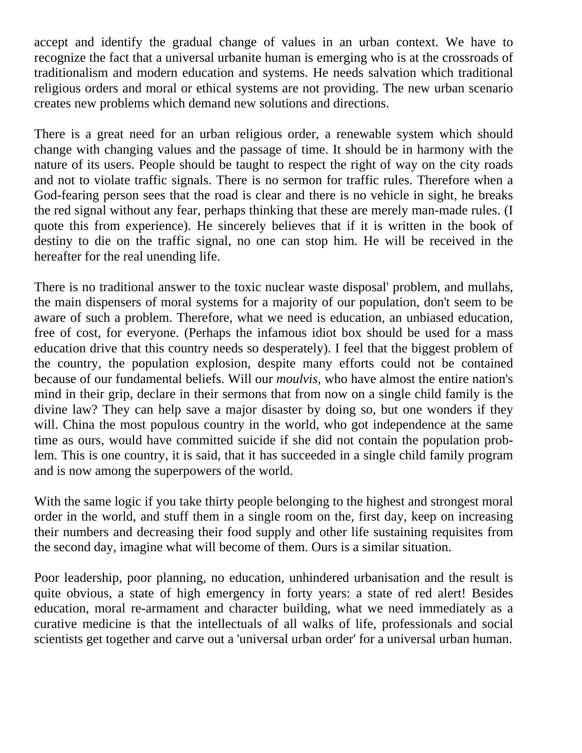accept and identify the gradual change of values in an urban context. We have to recognize the fact that a universal urbanite human is emerging who is at the crossroads of traditionalism and modern education and systems. He needs salvation which traditional religious orders and moral or ethical systems are not providing. The new urban scenario creates new problems which demand new solutions and directions.

There is a great need for an urban religious order, a renewable system which should change with changing values and the passage of time. It should be in harmony with the nature of its users. People should be taught to respect the right of way on the city roads and not to violate traffic signals. There is no sermon for traffic rules. Therefore when a God-fearing person sees that the road is clear and there is no vehicle in sight, he breaks the red signal without any fear, perhaps thinking that these are merely man-made rules. (I quote this from experience). He sincerely believes that if it is written in the book of destiny to die on the traffic signal, no one can stop him. He will be received in the hereafter for the real unending life.

There is no traditional answer to the toxic nuclear waste disposal' problem, and mullahs, the main dispensers of moral systems for a majority of our population, don't seem to be aware of such a problem. Therefore, what we need is education, an unbiased education, free of cost, for everyone. (Perhaps the infamous idiot box should be used for a mass education drive that this country needs so desperately). I feel that the biggest problem of the country, the population explosion, despite many efforts could not be contained because of our fundamental beliefs. Will our *moulvis,* who have almost the entire nation's mind in their grip, declare in their sermons that from now on a single child family is the divine law? They can help save a major disaster by doing so, but one wonders if they will. China the most populous country in the world, who got independence at the same time as ours, would have committed suicide if she did not contain the population problem. This is one country, it is said, that it has succeeded in a single child family program and is now among the superpowers of the world.

With the same logic if you take thirty people belonging to the highest and strongest moral order in the world, and stuff them in a single room on the, first day, keep on increasing their numbers and decreasing their food supply and other life sustaining requisites from the second day, imagine what will become of them. Ours is a similar situation.

Poor leadership, poor planning, no education, unhindered urbanisation and the result is quite obvious, a state of high emergency in forty years: a state of red alert! Besides education, moral re-armament and character building, what we need immediately as a curative medicine is that the intellectuals of all walks of life, professionals and social scientists get together and carve out a 'universal urban order' for a universal urban human.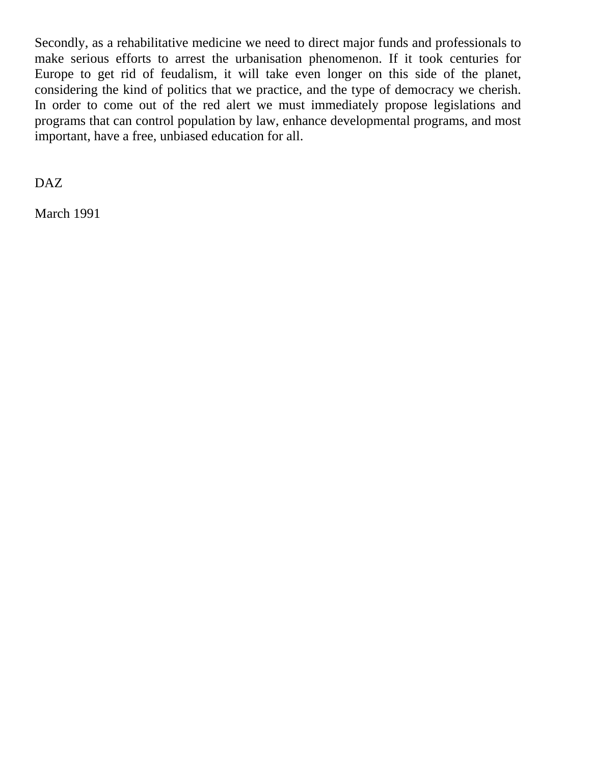Secondly, as a rehabilitative medicine we need to direct major funds and professionals to make serious efforts to arrest the urbanisation phenomenon. If it took centuries for Europe to get rid of feudalism, it will take even longer on this side of the planet, considering the kind of politics that we practice, and the type of democracy we cherish. In order to come out of the red alert we must immediately propose legislations and programs that can control population by law, enhance developmental programs, and most important, have a free, unbiased education for all.

DAZ

March 1991